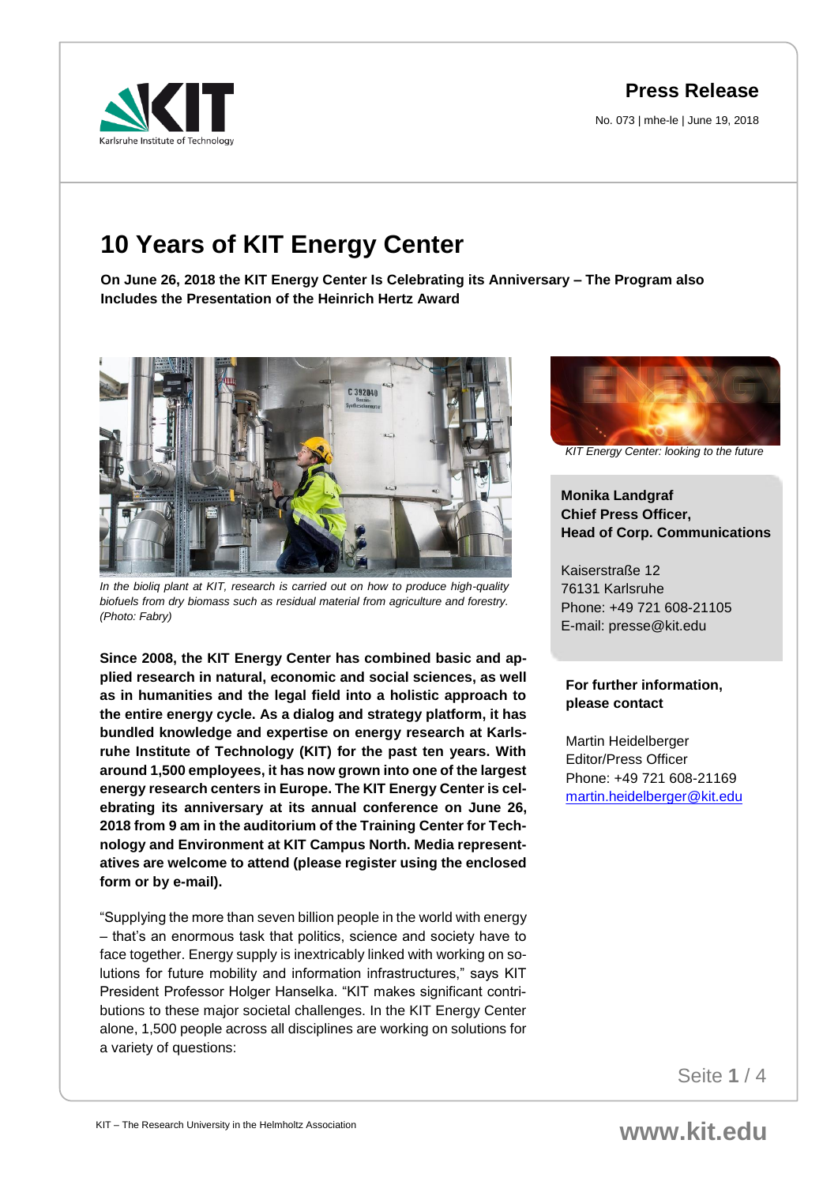**Press Release**

No. 073 | mhe-le | June 19, 2018

# 10 Years of KIT Energy Center

**On June 26, 2018 the KIT Energy Center Is Celebrating its Anniversary – The Program also Includes the Presentation of the Heinrich Hertz Award**

*In the bioliq plant at KIT, research is carried out on how to produce high-quality biofuels from dry biomass such as residual material from agriculture and forestry. (Photo: Fabry)*

**Since 2008, the KIT Energy Center has combined basic and applied research in natural, economic and social sciences, as well as in humanities and the legal field into a holistic approach to the entire energy cycle. As a dialog and strategy platform, it has bundled knowledge and expertise on energy research at Karlsruhe Institute of Technology (KIT) for the past ten years. With around 1,500 employees, it has now grown into one of the largest energy research centers in Europe. The KIT Energy Center is celebrating its anniversary at its annual conference on June 26, 2018 from 9 am in the auditorium of the Training Center for Technology and Environment at KIT Campus North. Media representatives are welcome to attend (please register using the enclosed form or by e-mail).**

"Supplying the more than seven billion people in the world with energy – that's an enormous task that politics, science and society have to face together. Energy supply is inextricably linked with working on solutions for future mobility and information infrastructures," says KIT President Professor Holger Hanselka. "KIT makes significant contributions to these major societal challenges. In the KIT Energy Center alone, 1,500 people across all disciplines are working on solutions for a variety of questions:

*KIT Energy Center: looking to the future*

**Monika Landgraf**
**Chief Press Officer,**
**Head of Corp. Communications**

Kaiserstraße 12
76131 Karlsruhe
Phone: +49 721 608-21105
E-mail: presse@kit.edu

**For further information, please contact**

Martin Heidelberger
Editor/Press Officer
Phone: +49 721 608-21169
martin.heidelberger@kit.edu

KIT – The Research University in the Helmholtz Association

www.kit.edu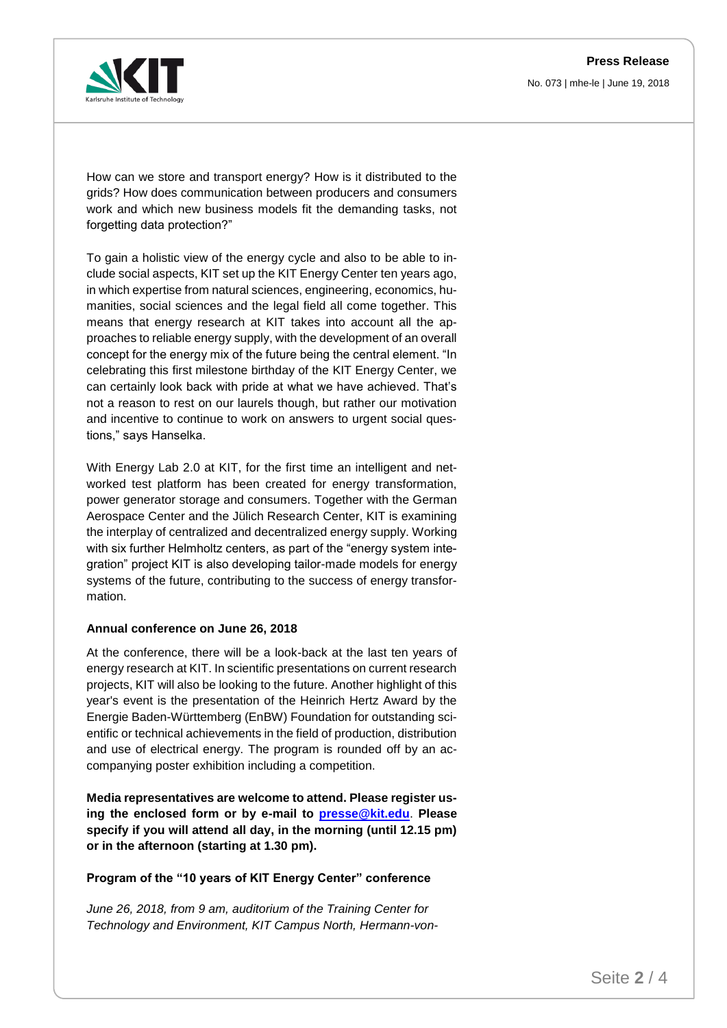How can we store and transport energy? How is it distributed to the grids? How does communication between producers and consumers work and which new business models fit the demanding tasks, not forgetting data protection?"

To gain a holistic view of the energy cycle and also to be able to include social aspects, KIT set up the KIT Energy Center ten years ago, in which expertise from natural sciences, engineering, economics, humanities, social sciences and the legal field all come together. This means that energy research at KIT takes into account all the approaches to reliable energy supply, with the development of an overall concept for the energy mix of the future being the central element. "In celebrating this first milestone birthday of the KIT Energy Center, we can certainly look back with pride at what we have achieved. That's not a reason to rest on our laurels though, but rather our motivation and incentive to continue to work on answers to urgent social questions," says Hanselka.

With Energy Lab 2.0 at KIT, for the first time an intelligent and networked test platform has been created for energy transformation, power generator storage and consumers. Together with the German Aerospace Center and the Jülich Research Center, KIT is examining the interplay of centralized and decentralized energy supply. Working with six further Helmholtz centers, as part of the "energy system integration" project KIT is also developing tailor-made models for energy systems of the future, contributing to the success of energy transformation.

**Annual conference on June 26, 2018**

At the conference, there will be a look-back at the last ten years of energy research at KIT. In scientific presentations on current research projects, KIT will also be looking to the future. Another highlight of this year's event is the presentation of the Heinrich Hertz Award by the Energie Baden-Württemberg (EnBW) Foundation for outstanding scientific or technical achievements in the field of production, distribution and use of electrical energy. The program is rounded off by an accompanying poster exhibition including a competition.

**Media representatives are welcome to attend. Please register using the enclosed form or by e-mail to [presse@kit.edu](mailto:presse@kit.edu). Please specify if you will attend all day, in the morning (until 12.15 pm) or in the afternoon (starting at 1.30 pm).**

**Program of the "10 years of KIT Energy Center" conference**

*June 26, 2018, from 9 am, auditorium of the Training Center for Technology and Environment, KIT Campus North, Hermann-von-*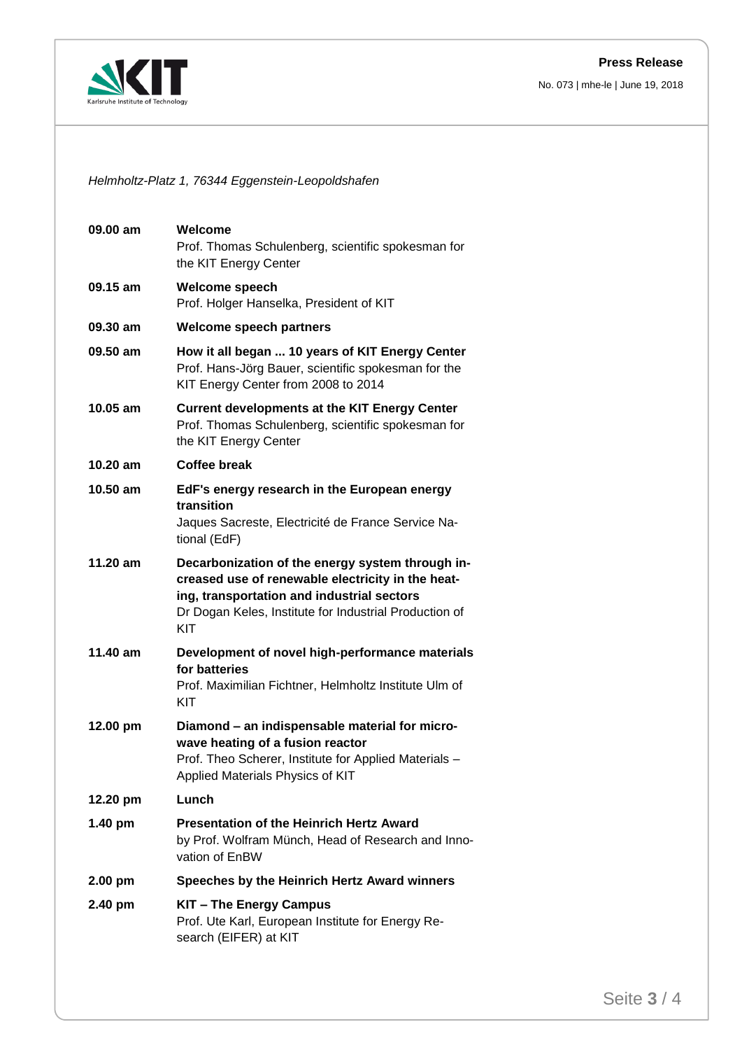*Helmholtz-Platz 1, 76344 Eggenstein-Leopoldshafen*

| | |
|---|---|
| **09.00 am** | **Welcome**<br>Prof. Thomas Schulenberg, scientific spokesman for the KIT Energy Center |
| **09.15 am** | **Welcome speech**<br>Prof. Holger Hanselka, President of KIT |
| **09.30 am** | **Welcome speech partners** |
| **09.50 am** | **How it all began ... 10 years of KIT Energy Center**<br>Prof. Hans-Jörg Bauer, scientific spokesman for the KIT Energy Center from 2008 to 2014 |
| **10.05 am** | **Current developments at the KIT Energy Center**<br>Prof. Thomas Schulenberg, scientific spokesman for the KIT Energy Center |
| **10.20 am** | **Coffee break** |
| **10.50 am** | **EdF's energy research in the European energy transition**<br>Jaques Sacreste, Electricité de France Service National (EdF) |
| **11.20 am** | **Decarbonization of the energy system through increased use of renewable electricity in the heating, transportation and industrial sectors**<br>Dr Dogan Keles, Institute for Industrial Production of KIT |
| **11.40 am** | **Development of novel high-performance materials for batteries**<br>Prof. Maximilian Fichtner, Helmholtz Institute Ulm of KIT |
| **12.00 pm** | **Diamond – an indispensable material for microwave heating of a fusion reactor**<br>Prof. Theo Scherer, Institute for Applied Materials – Applied Materials Physics of KIT |
| **12.20 pm** | **Lunch** |
| **1.40 pm** | **Presentation of the Heinrich Hertz Award**<br>by Prof. Wolfram Münch, Head of Research and Innovation of EnBW |
| **2.00 pm** | **Speeches by the Heinrich Hertz Award winners** |
| **2.40 pm** | **KIT – The Energy Campus**<br>Prof. Ute Karl, European Institute for Energy Research (EIFER) at KIT |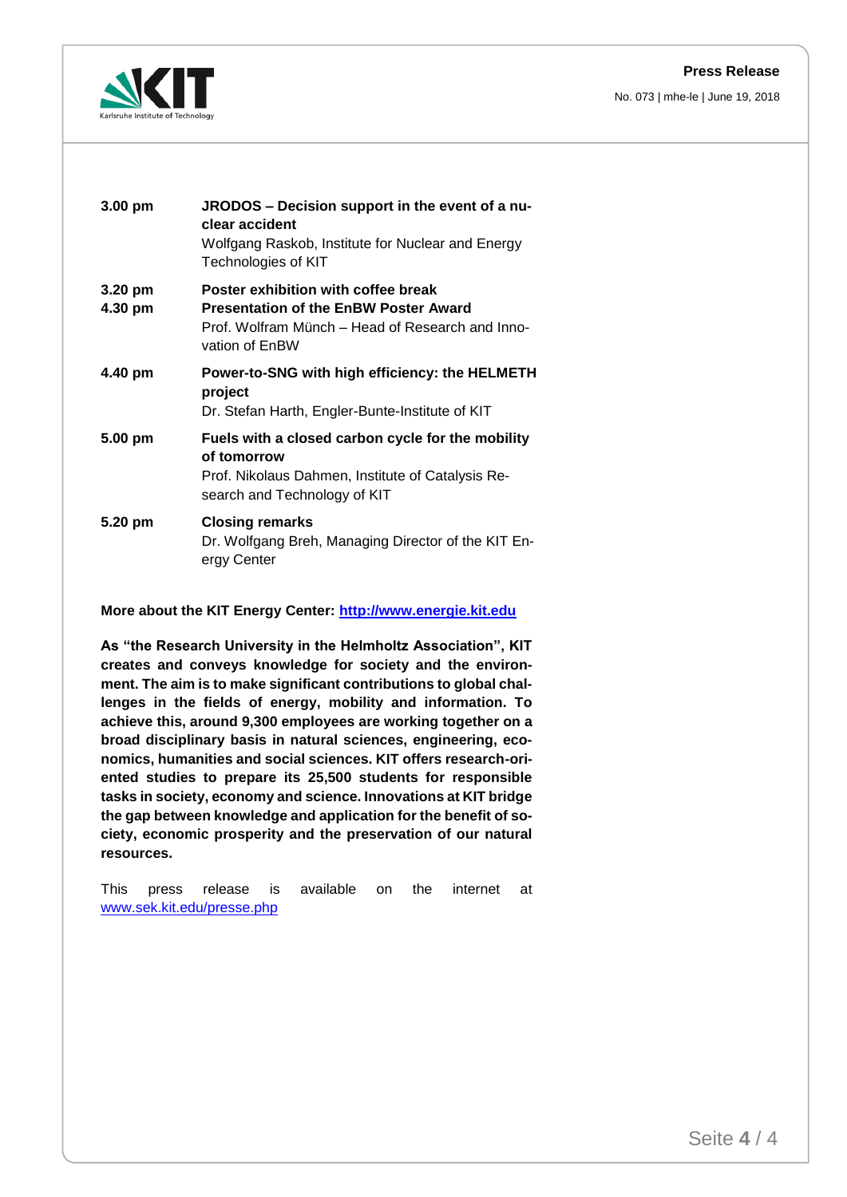| | |
|---|---|
| **3.00 pm** | **JRODOS – Decision support in the event of a nuclear accident**<br>Wolfgang Raskob, Institute for Nuclear and Energy Technologies of KIT |
| **3.20 pm**<br>**4.30 pm** | **Poster exhibition with coffee break**<br>**Presentation of the EnBW Poster Award**<br>Prof. Wolfram Münch – Head of Research and Innovation of EnBW |
| **4.40 pm** | **Power-to-SNG with high efficiency: the HELMETH project**<br>Dr. Stefan Harth, Engler-Bunte-Institute of KIT |
| **5.00 pm** | **Fuels with a closed carbon cycle for the mobility of tomorrow**<br>Prof. Nikolaus Dahmen, Institute of Catalysis Research and Technology of KIT |
| **5.20 pm** | **Closing remarks**<br>Dr. Wolfgang Breh, Managing Director of the KIT Energy Center |

**More about the KIT Energy Center: [http://www.energie.kit.edu](http://www.energie.kit.edu)**

**As "the Research University in the Helmholtz Association", KIT creates and conveys knowledge for society and the environment. The aim is to make significant contributions to global challenges in the fields of energy, mobility and information. To achieve this, around 9,300 employees are working together on a broad disciplinary basis in natural sciences, engineering, economics, humanities and social sciences. KIT offers research-oriented studies to prepare its 25,500 students for responsible tasks in society, economy and science. Innovations at KIT bridge the gap between knowledge and application for the benefit of society, economic prosperity and the preservation of our natural resources.**

This press release is available on the internet at [www.sek.kit.edu/presse.php](www.sek.kit.edu/presse.php)